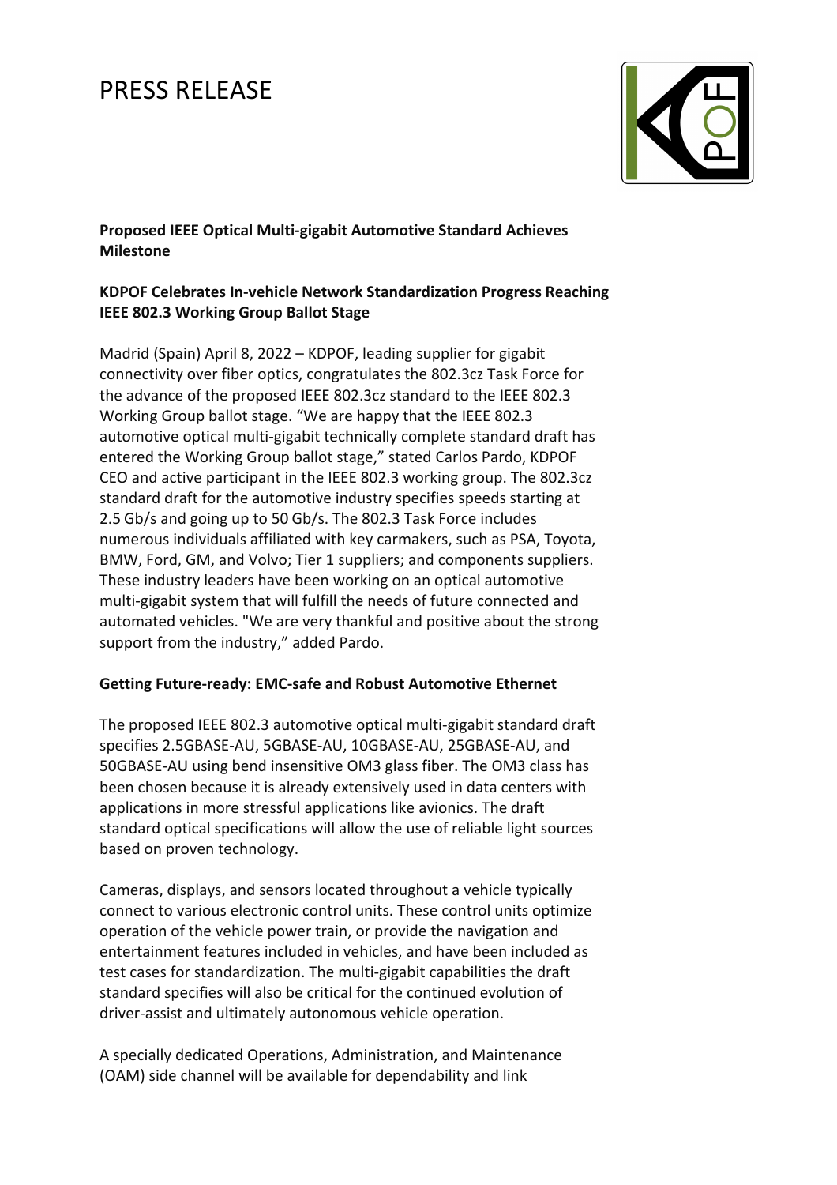# PRESS RELEASE

**Proposed IEEE Optical Multi-gigabit Automotive Standard Achieves Milestone**

**KDPOF Celebrates In-vehicle Network Standardization Progress Reaching IEEE 802.3 Working Group Ballot Stage**

Madrid (Spain) April 8, 2022 – KDPOF, leading supplier for gigabit connectivity over fiber optics, congratulates the 802.3cz Task Force for the advance of the proposed IEEE 802.3cz standard to the IEEE 802.3 Working Group ballot stage. "We are happy that the IEEE 802.3 automotive optical multi-gigabit technically complete standard draft has entered the Working Group ballot stage," stated Carlos Pardo, KDPOF CEO and active participant in the IEEE 802.3 working group. The 802.3cz standard draft for the automotive industry specifies speeds starting at 2.5 Gb/s and going up to 50 Gb/s. The 802.3 Task Force includes numerous individuals affiliated with key carmakers, such as PSA, Toyota, BMW, Ford, GM, and Volvo; Tier 1 suppliers; and components suppliers. These industry leaders have been working on an optical automotive multi-gigabit system that will fulfill the needs of future connected and automated vehicles. "We are very thankful and positive about the strong support from the industry," added Pardo.

**Getting Future-ready: EMC-safe and Robust Automotive Ethernet**

The proposed IEEE 802.3 automotive optical multi-gigabit standard draft specifies 2.5GBASE-AU, 5GBASE-AU, 10GBASE-AU, 25GBASE-AU, and 50GBASE-AU using bend insensitive OM3 glass fiber. The OM3 class has been chosen because it is already extensively used in data centers with applications in more stressful applications like avionics. The draft standard optical specifications will allow the use of reliable light sources based on proven technology.

Cameras, displays, and sensors located throughout a vehicle typically connect to various electronic control units. These control units optimize operation of the vehicle power train, or provide the navigation and entertainment features included in vehicles, and have been included as test cases for standardization. The multi-gigabit capabilities the draft standard specifies will also be critical for the continued evolution of driver-assist and ultimately autonomous vehicle operation.

A specially dedicated Operations, Administration, and Maintenance (OAM) side channel will be available for dependability and link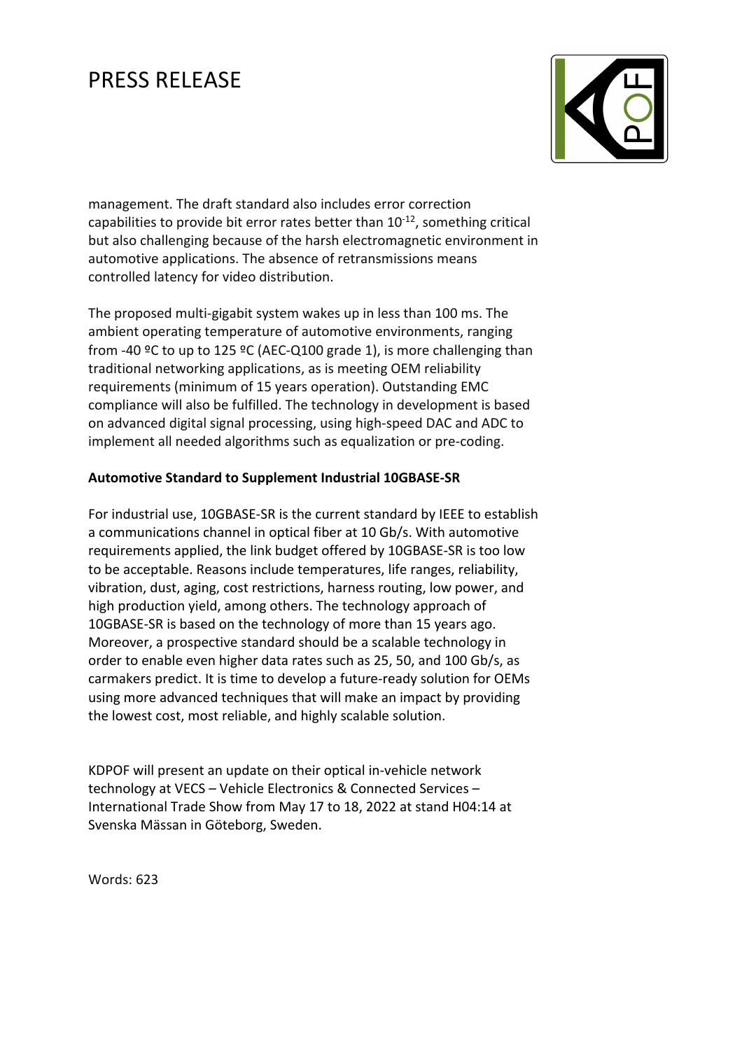management. The draft standard also includes error correction capabilities to provide bit error rates better than $10^{-12}$, something critical but also challenging because of the harsh electromagnetic environment in automotive applications. The absence of retransmissions means controlled latency for video distribution.

The proposed multi-gigabit system wakes up in less than 100 ms. The ambient operating temperature of automotive environments, ranging from -40 ºC to up to 125 ºC (AEC-Q100 grade 1), is more challenging than traditional networking applications, as is meeting OEM reliability requirements (minimum of 15 years operation). Outstanding EMC compliance will also be fulfilled. The technology in development is based on advanced digital signal processing, using high-speed DAC and ADC to implement all needed algorithms such as equalization or pre-coding.

**Automotive Standard to Supplement Industrial 10GBASE-SR**

For industrial use, 10GBASE-SR is the current standard by IEEE to establish a communications channel in optical fiber at 10 Gb/s. With automotive requirements applied, the link budget offered by 10GBASE-SR is too low to be acceptable. Reasons include temperatures, life ranges, reliability, vibration, dust, aging, cost restrictions, harness routing, low power, and high production yield, among others. The technology approach of 10GBASE-SR is based on the technology of more than 15 years ago. Moreover, a prospective standard should be a scalable technology in order to enable even higher data rates such as 25, 50, and 100 Gb/s, as carmakers predict. It is time to develop a future-ready solution for OEMs using more advanced techniques that will make an impact by providing the lowest cost, most reliable, and highly scalable solution.

KDPOF will present an update on their optical in-vehicle network technology at VECS – Vehicle Electronics & Connected Services – International Trade Show from May 17 to 18, 2022 at stand H04:14 at Svenska Mässan in Göteborg, Sweden.

Words: 623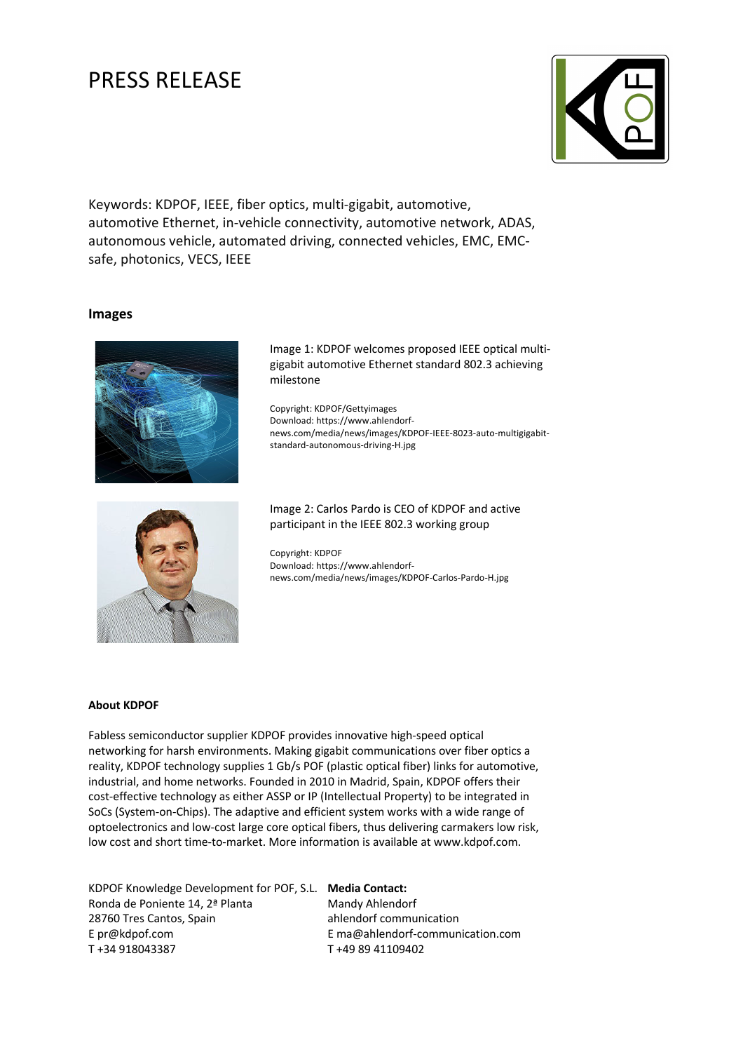# PRESS RELEASE

Keywords: KDPOF, IEEE, fiber optics, multi-gigabit, automotive, automotive Ethernet, in-vehicle connectivity, automotive network, ADAS, autonomous vehicle, automated driving, connected vehicles, EMC, EMC-safe, photonics, VECS, IEEE

## Images

Image 1: KDPOF welcomes proposed IEEE optical multi-gigabit automotive Ethernet standard 802.3 achieving milestone

Copyright: KDPOF/Gettyimages
Download: https://www.ahlendorf-news.com/media/news/images/KDPOF-IEEE-8023-auto-multigigabit-standard-autonomous-driving-H.jpg

Image 2: Carlos Pardo is CEO of KDPOF and active participant in the IEEE 802.3 working group

Copyright: KDPOF
Download: https://www.ahlendorf-news.com/media/news/images/KDPOF-Carlos-Pardo-H.jpg

### About KDPOF

Fabless semiconductor supplier KDPOF provides innovative high-speed optical networking for harsh environments. Making gigabit communications over fiber optics a reality, KDPOF technology supplies 1 Gb/s POF (plastic optical fiber) links for automotive, industrial, and home networks. Founded in 2010 in Madrid, Spain, KDPOF offers their cost-effective technology as either ASSP or IP (Intellectual Property) to be integrated in SoCs (System-on-Chips). The adaptive and efficient system works with a wide range of optoelectronics and low-cost large core optical fibers, thus delivering carmakers low risk, low cost and short time-to-market. More information is available at www.kdpof.com.

KDPOF Knowledge Development for POF, S.L.
Ronda de Poniente 14, 2ª Planta
28760 Tres Cantos, Spain
E pr@kdpof.com
T +34 918043387

**Media Contact:**
Mandy Ahlendorf
ahlendorf communication
E ma@ahlendorf-communication.com
T +49 89 41109402